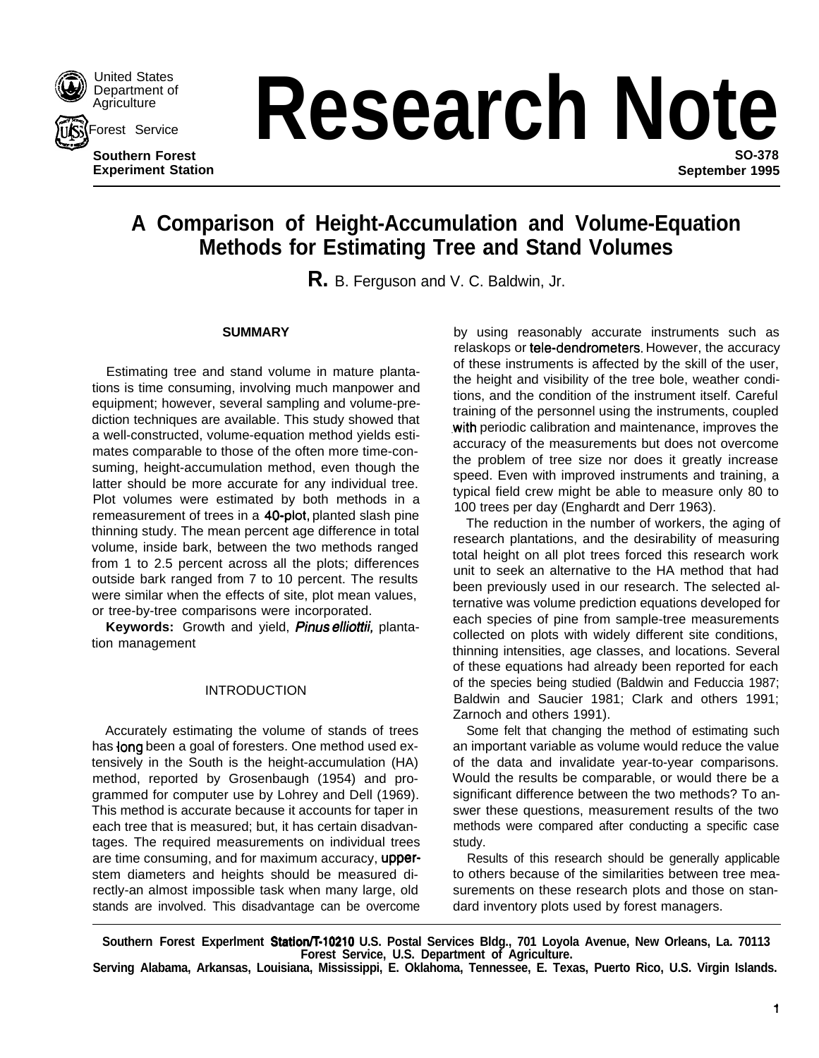United States Department of Agriculture

Forest Service

Southern Forest Experiment Station

# Research Note

SO-378
September 1995

## A Comparison of Height-Accumulation and Volume-Equation Methods for Estimating Tree and Stand Volumes

R. B. Ferguson and V. C. Baldwin, Jr.

### SUMMARY

Estimating tree and stand volume in mature plantations is time consuming, involving much manpower and equipment; however, several sampling and volume-prediction techniques are available. This study showed that a well-constructed, volume-equation method yields estimates comparable to those of the often more time-consuming, height-accumulation method, even though the latter should be more accurate for any individual tree. Plot volumes were estimated by both methods in a remeasurement of trees in a 40-plot, planted slash pine thinning study. The mean percent age difference in total volume, inside bark, between the two methods ranged from 1 to 2.5 percent across all the plots; differences outside bark ranged from 7 to 10 percent. The results were similar when the effects of site, plot mean values, or tree-by-tree comparisons were incorporated.

**Keywords:** Growth and yield, *Pinus elliottii,* plantation management

### INTRODUCTION

Accurately estimating the volume of stands of trees has long been a goal of foresters. One method used extensively in the South is the height-accumulation (HA) method, reported by Grosenbaugh (1954) and programmed for computer use by Lohrey and Dell (1969). This method is accurate because it accounts for taper in each tree that is measured; but, it has certain disadvantages. The required measurements on individual trees are time consuming, and for maximum accuracy, upper-stem diameters and heights should be measured directly-an almost impossible task when many large, old stands are involved. This disadvantage can be overcome by using reasonably accurate instruments such as relaskops or tele-dendrometers. However, the accuracy of these instruments is affected by the skill of the user, the height and visibility of the tree bole, weather conditions, and the condition of the instrument itself. Careful training of the personnel using the instruments, coupled with periodic calibration and maintenance, improves the accuracy of the measurements but does not overcome the problem of tree size nor does it greatly increase speed. Even with improved instruments and training, a typical field crew might be able to measure only 80 to 100 trees per day (Enghardt and Derr 1963).

The reduction in the number of workers, the aging of research plantations, and the desirability of measuring total height on all plot trees forced this research work unit to seek an alternative to the HA method that had been previously used in our research. The selected alternative was volume prediction equations developed for each species of pine from sample-tree measurements collected on plots with widely different site conditions, thinning intensities, age classes, and locations. Several of these equations had already been reported for each of the species being studied (Baldwin and Feduccia 1987; Baldwin and Saucier 1981; Clark and others 1991; Zarnoch and others 1991).

Some felt that changing the method of estimating such an important variable as volume would reduce the value of the data and invalidate year-to-year comparisons. Would the results be comparable, or would there be a significant difference between the two methods? To answer these questions, measurement results of the two methods were compared after conducting a specific case study.

Results of this research should be generally applicable to others because of the similarities between tree measurements on these research plots and those on standard inventory plots used by forest managers.

**Southern Forest Experiment Station/T-10210 U.S. Postal Services Bldg., 701 Loyola Avenue, New Orleans, La. 70113 Forest Service, U.S. Department of Agriculture.**
**Serving Alabama, Arkansas, Louisiana, Mississippi, E. Oklahoma, Tennessee, E. Texas, Puerto Rico, U.S. Virgin Islands.**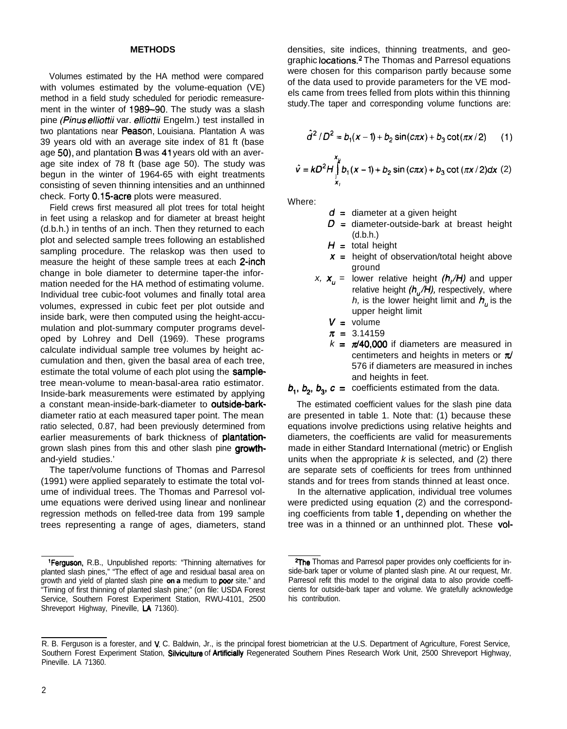## METHODS

Volumes estimated by the HA method were compared with volumes estimated by the volume-equation (VE) method in a field study scheduled for periodic remeasurement in the winter of 1989–90. The study was a slash pine (*Pinus elliottii* var. *elliottii* Engelm.) test installed in two plantations near Peason, Louisiana. Plantation A was 39 years old with an average site index of 81 ft (base age 50), and plantation B was 41 years old with an average site index of 78 ft (base age 50). The study was begun in the winter of 1964-65 with eight treatments consisting of seven thinning intensities and an unthinned check. Forty 0.15-acre plots were measured.

Field crews first measured all plot trees for total height in feet using a relaskop and for diameter at breast height (d.b.h.) in tenths of an inch. Then they returned to each plot and selected sample trees following an established sampling procedure. The relaskop was then used to measure the height of these sample trees at each 2-inch change in bole diameter to determine taper-the information needed for the HA method of estimating volume. Individual tree cubic-foot volumes and finally total area volumes, expressed in cubic feet per plot outside and inside bark, were then computed using the height-accumulation and plot-summary computer programs developed by Lohrey and Dell (1969). These programs calculate individual sample tree volumes by height accumulation and then, given the basal area of each tree, estimate the total volume of each plot using the sample-tree mean-volume to mean-basal-area ratio estimator. Inside-bark measurements were estimated by applying a constant mean-inside-bark-diameter to outside-bark-diameter ratio at each measured taper point. The mean ratio selected, 0.87, had been previously determined from earlier measurements of bark thickness of plantation-grown slash pines from this and other slash pine growth-and-yield studies.[1]

The taper/volume functions of Thomas and Parresol (1991) were applied separately to estimate the total volume of individual trees. The Thomas and Parresol volume equations were derived using linear and nonlinear regression methods on felled-tree data from 199 sample trees representing a range of ages, diameters, stand densities, site indices, thinning treatments, and geographic locations.[2] The Thomas and Parresol equations were chosen for this comparison partly because some of the data used to provide parameters for the VE models came from trees felled from plots within this thinning study. The taper and corresponding volume functions are:

$$\hat{d}^2/D^2 = b_1(x-1) + b_2\sin(c\pi x) + b_3\cot(\pi x/2) \qquad (1)$$

$$\hat{v} = kD^2H\int_{x_l}^{x_u} b_1(x-1) + b_2\sin(c\pi x) + b_3\cot(\pi x/2)dx \qquad (2)$$

Where:

- $d$ = diameter at a given height
- $D$ = diameter-outside-bark at breast height (d.b.h.)
- $H$ = total height
- $x$ = height of observation/total height above ground
- $x_l$, $x_u$ = lower relative height ($h_l/H$) and upper relative height ($h_u/H$), respectively, where $h_l$ is the lower height limit and $h_u$ is the upper height limit
- $V$ = volume
- $\pi$ = 3.14159
- $k$ = $\pi/40{,}000$ if diameters are measured in centimeters and heights in meters or $\pi/576$ if diameters are measured in inches and heights in feet.
- $b_1$, $b_2$, $b_3$, $c$ = coefficients estimated from the data.

The estimated coefficient values for the slash pine data are presented in table 1. Note that: (1) because these equations involve predictions using relative heights and diameters, the coefficients are valid for measurements made in either Standard International (metric) or English units when the appropriate $k$ is selected, and (2) there are separate sets of coefficients for trees from unthinned stands and for trees from stands thinned at least once.

In the alternative application, individual tree volumes were predicted using equation (2) and the corresponding coefficients from table 1, depending on whether the tree was in a thinned or an unthinned plot. These vol-

[1] Ferguson, R.B., Unpublished reports: "Thinning alternatives for planted slash pines," "The effect of age and residual basal area on growth and yield of planted slash pine on a medium to poor site." and "Timing of first thinning of planted slash pine;" (on file: USDA Forest Service, Southern Forest Experiment Station, RWU-4101, 2500 Shreveport Highway, Pineville, LA 71360).

[2] The Thomas and Parresol paper provides only coefficients for inside-bark taper or volume of planted slash pine. At our request, Mr. Parresol refit this model to the original data to also provide coefficients for outside-bark taper and volume. We gratefully acknowledge his contribution.

R. B. Ferguson is a forester, and V. C. Baldwin, Jr., is the principal forest biometrician at the U.S. Department of Agriculture, Forest Service, Southern Forest Experiment Station, Silviculture of Artificially Regenerated Southern Pines Research Work Unit, 2500 Shreveport Highway, Pineville. LA 71360.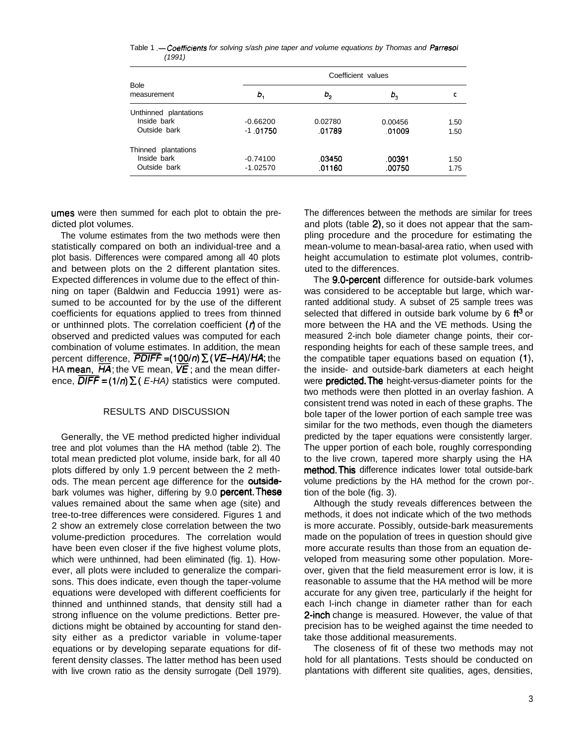Table 1.—*Coefficients for solving slash pine taper and volume equations by Thomas and Parresol (1991)*

| Bole measurement | Coefficient values | | | |
|---|---|---|---|---|
| | $b_1$ | $b_2$ | $b_3$ | c |
| Unthinned plantations | | | | |
| Inside bark | -0.66200 | 0.02780 | 0.00456 | 1.50 |
| Outside bark | -1.01750 | .01789 | .01009 | 1.50 |
| Thinned plantations | | | | |
| Inside bark | -0.74100 | .03450 | .00391 | 1.50 |
| Outside bark | -1.02570 | .01160 | .00750 | 1.75 |

umes were then summed for each plot to obtain the predicted plot volumes.

The volume estimates from the two methods were then statistically compared on both an individual-tree and a plot basis. Differences were compared among all 40 plots and between plots on the 2 different plantation sites. Expected differences in volume due to the effect of thinning on taper (Baldwin and Feduccia 1991) were assumed to be accounted for by the use of the different coefficients for equations applied to trees from thinned or unthinned plots. The correlation coefficient ($r$) of the observed and predicted values was computed for each combination of volume estimates. In addition, the mean percent difference, $\overline{PDIFF} = (100/n) \sum (VE-HA)/HA$; the HA mean, $\overline{HA}$; the VE mean, $\overline{VE}$; and the mean difference, $\overline{DIFF} = (1/n) \sum (E-HA)$ statistics were computed.

## RESULTS AND DISCUSSION

Generally, the VE method predicted higher individual tree and plot volumes than the HA method (table 2). The total mean predicted plot volume, inside bark, for all 40 plots differed by only 1.9 percent between the 2 methods. The mean percent age difference for the outside-bark volumes was higher, differing by 9.0 percent. These values remained about the same when age (site) and tree-to-tree differences were considered. Figures 1 and 2 show an extremely close correlation between the two volume-prediction procedures. The correlation would have been even closer if the five highest volume plots, which were unthinned, had been eliminated (fig. 1). However, all plots were included to generalize the comparisons. This does indicate, even though the taper-volume equations were developed with different coefficients for thinned and unthinned stands, that density still had a strong influence on the volume predictions. Better predictions might be obtained by accounting for stand density either as a predictor variable in volume-taper equations or by developing separate equations for different density classes. The latter method has been used with live crown ratio as the density surrogate (Dell 1979).

The differences between the methods are similar for trees and plots (table 2), so it does not appear that the sampling procedure and the procedure for estimating the mean-volume to mean-basal-area ratio, when used with height accumulation to estimate plot volumes, contributed to the differences.

The 9.0-percent difference for outside-bark volumes was considered to be acceptable but large, which warranted additional study. A subset of 25 sample trees was selected that differed in outside bark volume by 6 $ft^3$ or more between the HA and the VE methods. Using the measured 2-inch bole diameter change points, their corresponding heights for each of these sample trees, and the compatible taper equations based on equation (1), the inside- and outside-bark diameters at each height were predicted. The height-versus-diameter points for the two methods were then plotted in an overlay fashion. A consistent trend was noted in each of these graphs. The bole taper of the lower portion of each sample tree was similar for the two methods, even though the diameters predicted by the taper equations were consistently larger. The upper portion of each bole, roughly corresponding to the live crown, tapered more sharply using the HA method. This difference indicates lower total outside-bark volume predictions by the HA method for the crown portion of the bole (fig. 3).

Although the study reveals differences between the methods, it does not indicate which of the two methods is more accurate. Possibly, outside-bark measurements made on the population of trees in question should give more accurate results than those from an equation developed from measuring some other population. Moreover, given that the field measurement error is low, it is reasonable to assume that the HA method will be more accurate for any given tree, particularly if the height for each l-inch change in diameter rather than for each 2-inch change is measured. However, the value of that precision has to be weighed against the time needed to take those additional measurements.

The closeness of fit of these two methods may not hold for all plantations. Tests should be conducted on plantations with different site qualities, ages, densities,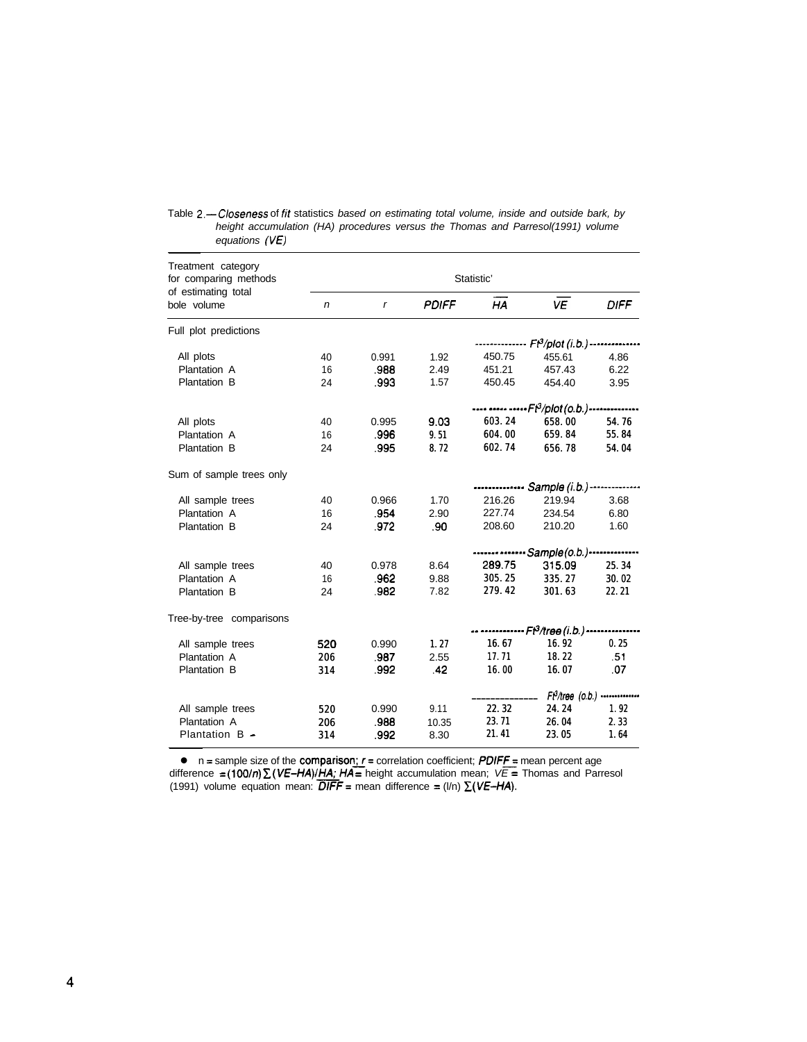Table 2.—Closeness of fit statistics *based on estimating total volume, inside and outside bark, by height accumulation (HA) procedures versus the Thomas and Parresol(1991) volume equations (VE)*

| Treatment category for comparing methods of estimating total bole volume | Statistic[1] | | | | | |
|---|---|---|---|---|---|---|
| | *n* | *r* | *PDIFF* | $\overline{HA}$ | $\overline{VE}$ | *DIFF* |
| Full plot predictions | | | | | | |
| | | | | Ft³/plot (i.b.) | | |
| All plots | 40 | 0.991 | 1.92 | 450.75 | 455.61 | 4.86 |
| Plantation A | 16 | .988 | 2.49 | 451.21 | 457.43 | 6.22 |
| Plantation B | 24 | .993 | 1.57 | 450.45 | 454.40 | 3.95 |
| | | | | Ft³/plot (o.b.) | | |
| All plots | 40 | 0.995 | 9.03 | 603.24 | 658.00 | 54.76 |
| Plantation A | 16 | .996 | 9.51 | 604.00 | 659.84 | 55.84 |
| Plantation B | 24 | .995 | 8.72 | 602.74 | 656.78 | 54.04 |
| Sum of sample trees only | | | | | | |
| | | | | Sample (i.b.) | | |
| All sample trees | 40 | 0.966 | 1.70 | 216.26 | 219.94 | 3.68 |
| Plantation A | 16 | .954 | 2.90 | 227.74 | 234.54 | 6.80 |
| Plantation B | 24 | .972 | .90 | 208.60 | 210.20 | 1.60 |
| | | | | Sample (o.b.) | | |
| All sample trees | 40 | 0.978 | 8.64 | 289.75 | 315.09 | 25.34 |
| Plantation A | 16 | .962 | 9.88 | 305.25 | 335.27 | 30.02 |
| Plantation B | 24 | .982 | 7.82 | 279.42 | 301.63 | 22.21 |
| Tree-by-tree comparisons | | | | | | |
| | | | | Ft³/tree (i.b.) | | |
| All sample trees | 520 | 0.990 | 1.27 | 16.67 | 16.92 | 0.25 |
| Plantation A | 206 | .987 | 2.55 | 17.71 | 18.22 | .51 |
| Plantation B | 314 | .992 | .42 | 16.00 | 16.07 | .07 |
| | | | | Ft³/tree (o.b.) | | |
| All sample trees | 520 | 0.990 | 9.11 | 22.32 | 24.24 | 1.92 |
| Plantation A | 206 | .988 | 10.35 | 23.71 | 26.04 | 2.33 |
| Plantation B | 314 | .992 | 8.30 | 21.41 | 23.05 | 1.64 |

[1] n = sample size of the comparison; *r* = correlation coefficient; *PDIFF* = mean percent age difference $= (100/n)\sum(VE-HA)/HA$; $\overline{HA}$ = height accumulation mean; $\overline{VE}$ = Thomas and Parresol (1991) volume equation mean: $\overline{DIFF}$ = mean difference $= (1/n)\sum(VE-HA)$.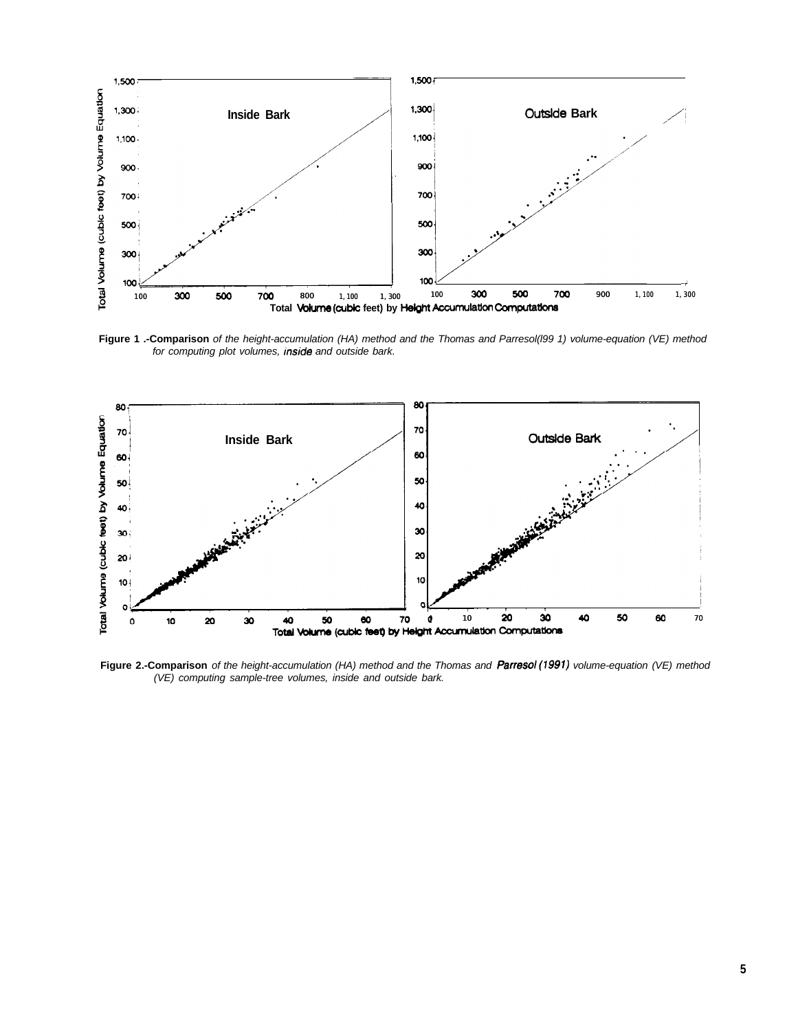**Figure 1 .-Comparison** *of the height-accumulation (HA) method and the Thomas and Parresol(l99 1) volume-equation (VE) method for computing plot volumes, inside and outside bark.*

**Figure 2.-Comparison** *of the height-accumulation (HA) method and the Thomas and Parresol (1991) volume-equation (VE) method (VE) computing sample-tree volumes, inside and outside bark.*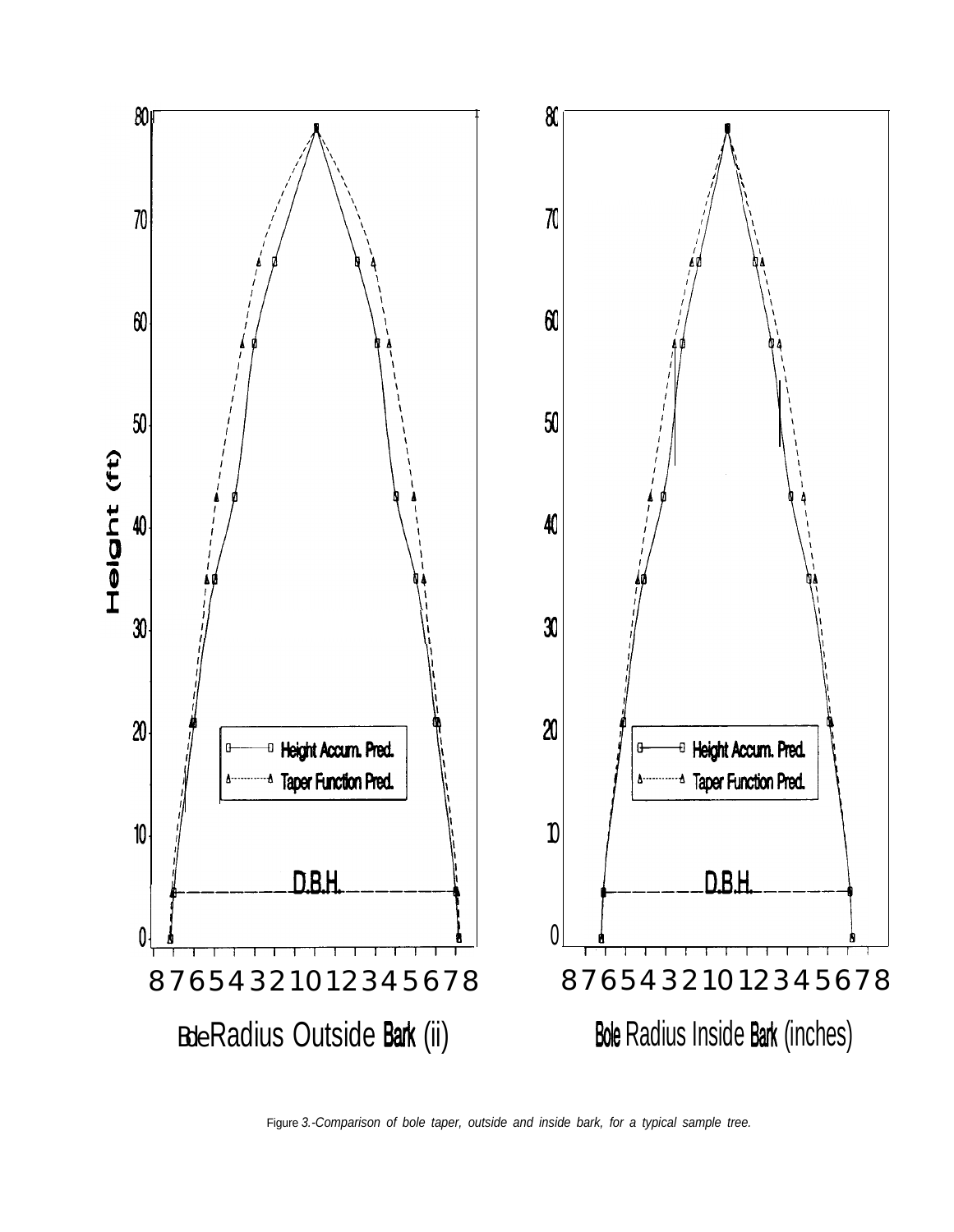Figure 3.-Comparison of bole taper, outside and inside bark, for a typical sample tree.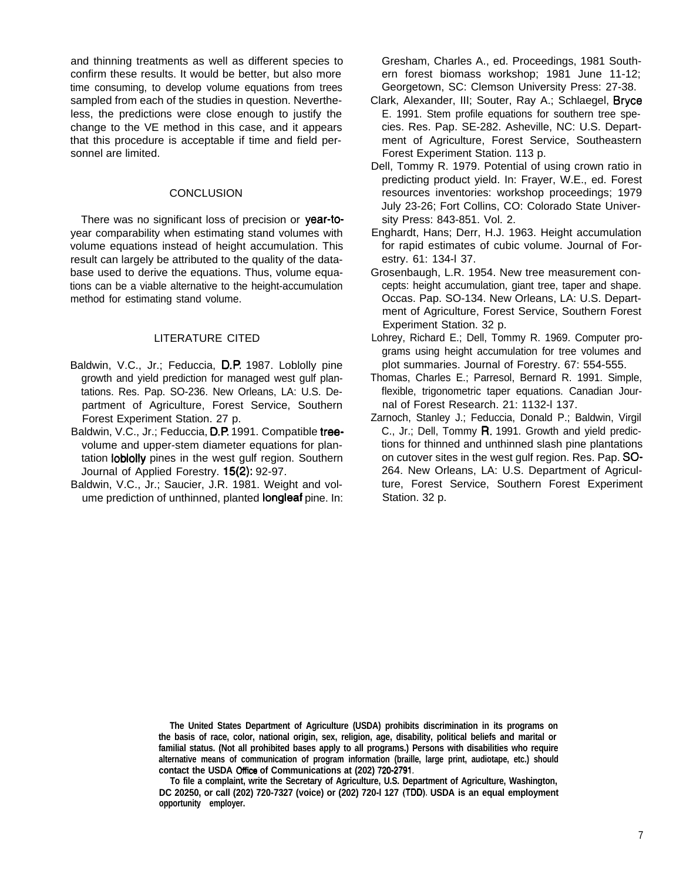and thinning treatments as well as different species to confirm these results. It would be better, but also more time consuming, to develop volume equations from trees sampled from each of the studies in question. Nevertheless, the predictions were close enough to justify the change to the VE method in this case, and it appears that this procedure is acceptable if time and field personnel are limited.

## CONCLUSION

There was no significant loss of precision or year-to-year comparability when estimating stand volumes with volume equations instead of height accumulation. This result can largely be attributed to the quality of the database used to derive the equations. Thus, volume equations can be a viable alternative to the height-accumulation method for estimating stand volume.

## LITERATURE CITED

Baldwin, V.C., Jr.; Feduccia, D.P. 1987. Loblolly pine growth and yield prediction for managed west gulf plantations. Res. Pap. SO-236. New Orleans, LA: U.S. Department of Agriculture, Forest Service, Southern Forest Experiment Station. 27 p.

Baldwin, V.C., Jr.; Feduccia, D.P. 1991. Compatible tree-volume and upper-stem diameter equations for plantation loblolly pines in the west gulf region. Southern Journal of Applied Forestry. 15(2): 92-97.

Baldwin, V.C., Jr.; Saucier, J.R. 1981. Weight and volume prediction of unthinned, planted longleaf pine. In: Gresham, Charles A., ed. Proceedings, 1981 Southern forest biomass workshop; 1981 June 11-12; Georgetown, SC: Clemson University Press: 27-38.

Clark, Alexander, III; Souter, Ray A.; Schlaegel, Bryce E. 1991. Stem profile equations for southern tree species. Res. Pap. SE-282. Asheville, NC: U.S. Department of Agriculture, Forest Service, Southeastern Forest Experiment Station. 113 p.

Dell, Tommy R. 1979. Potential of using crown ratio in predicting product yield. In: Frayer, W.E., ed. Forest resources inventories: workshop proceedings; 1979 July 23-26; Fort Collins, CO: Colorado State University Press: 843-851. Vol. 2.

Enghardt, Hans; Derr, H.J. 1963. Height accumulation for rapid estimates of cubic volume. Journal of Forestry. 61: 134-137.

Grosenbaugh, L.R. 1954. New tree measurement concepts: height accumulation, giant tree, taper and shape. Occas. Pap. SO-134. New Orleans, LA: U.S. Department of Agriculture, Forest Service, Southern Forest Experiment Station. 32 p.

Lohrey, Richard E.; Dell, Tommy R. 1969. Computer programs using height accumulation for tree volumes and plot summaries. Journal of Forestry. 67: 554-555.

Thomas, Charles E.; Parresol, Bernard R. 1991. Simple, flexible, trigonometric taper equations. Canadian Journal of Forest Research. 21: 1132-1137.

Zarnoch, Stanley J.; Feduccia, Donald P.; Baldwin, Virgil C., Jr.; Dell, Tommy R. 1991. Growth and yield predictions for thinned and unthinned slash pine plantations on cutover sites in the west gulf region. Res. Pap. SO-264. New Orleans, LA: U.S. Department of Agriculture, Forest Service, Southern Forest Experiment Station. 32 p.

**The United States Department of Agriculture (USDA) prohibits discrimination in its programs on the basis of race, color, national origin, sex, religion, age, disability, political beliefs and marital or familial status. (Not all prohibited bases apply to all programs.) Persons with disabilities who require alternative means of communication of program information (braille, large print, audiotape, etc.) should contact the USDA Office of Communications at (202) 720-2791.**

**To file a complaint, write the Secretary of Agriculture, U.S. Department of Agriculture, Washington, DC 20250, or call (202) 720-7327 (voice) or (202) 720-1127 (TDD). USDA is an equal employment opportunity employer.**